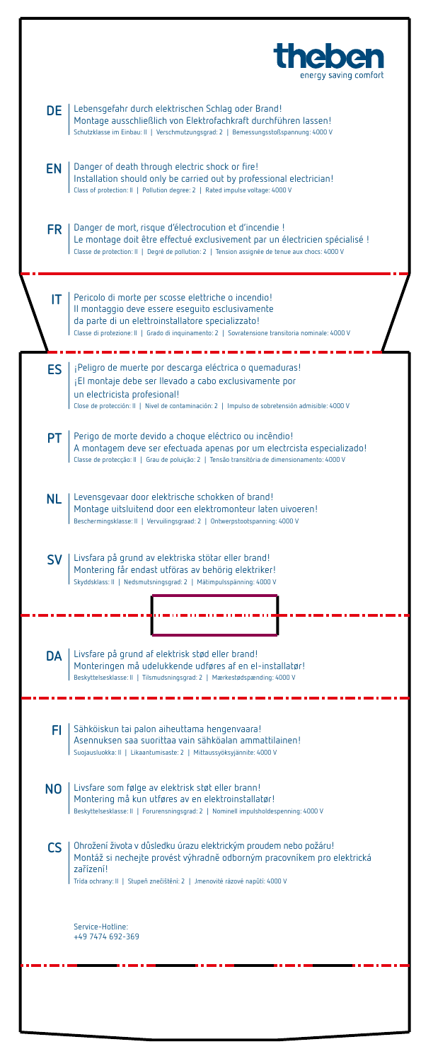theben
energy saving comfort

**DE** Lebensgefahr durch elektrischen Schlag oder Brand!
Montage ausschließlich von Elektrofachkraft durchführen lassen!
Schutzklasse im Einbau: II | Verschmutzungsgrad: 2 | Bemessungsstoßspannung: 4000 V

**EN** Danger of death through electric shock or fire!
Installation should only be carried out by professional electrician!
Class of protection: II | Pollution degree: 2 | Rated impulse voltage: 4000 V

**FR** Danger de mort, risque d'électrocution et d'incendie !
Le montage doit être effectué exclusivement par un électricien spécialisé !
Classe de protection: II | Degré de pollution: 2 | Tension assignée de tenue aux chocs: 4000 V

**IT** Pericolo di morte per scosse elettriche o incendio!
Il montaggio deve essere eseguito esclusivamente da parte di un elettroinstallatore specializzato!
Classe di protezione: II | Grado di inquinamento: 2 | Sovratensione transitoria nominale: 4000 V

**ES** ¡Peligro de muerte por descarga eléctrica o quemaduras!
¡El montaje debe ser llevado a cabo exclusivamente por un electricista profesional!
Clase de protección: II | Nivel de contaminación: 2 | Impulso de sobretensión admisible: 4000 V

**PT** Perigo de morte devido a choque eléctrico ou incêndio!
A montagem deve ser efectuada apenas por um electrcista especializado!
Classe de protecção: II | Grau de poluição: 2 | Tensão transitória de dimensionamento: 4000 V

**NL** Levensgevaar door elektrische schokken of brand!
Montage uitsluitend door een elektromonteur laten uivoeren!
Beschermingsklasse: II | Vervuilingsgraad: 2 | Ontwerpstootspanning: 4000 V

**SV** Livsfara på grund av elektriska stötar eller brand!
Montering får endast utföras av behörig elektriker!
Skyddsklass: II | Nedsmutsningsgrad: 2 | Mätimpulsspänning: 4000 V

**DA** Livsfare på grund af elektrisk stød eller brand!
Monteringen må udelukkende udføres af en el-installatør!
Beskyttelsesklasse: II | Tilsmudsningsgrad: 2 | Mærkestødspænding: 4000 V

**FI** Sähköiskun tai palon aiheuttama hengenvaara!
Asennuksen saa suorittaa vain sähköalan ammattilainen!
Suojausluokka: II | Likaantumisaste: 2 | Mittaussyöksyjännite: 4000 V

**NO** Livsfare som følge av elektrisk støt eller brann!
Montering må kun utføres av en elektroinstallatør!
Beskyttelsesklasse: II | Forurensningsgrad: 2 | Nominell impulsholdespenning: 4000 V

**CS** Ohrožení života v důsledku úrazu elektrickým proudem nebo požáru!
Montáž si nechejte provést výhradně odborným pracovníkem pro elektrická zařízení!
Třída ochrany: II | Stupeň znečištění: 2 | Jmenovitě rázové napětí: 4000 V

Service-Hotline:
+49 7474 692-369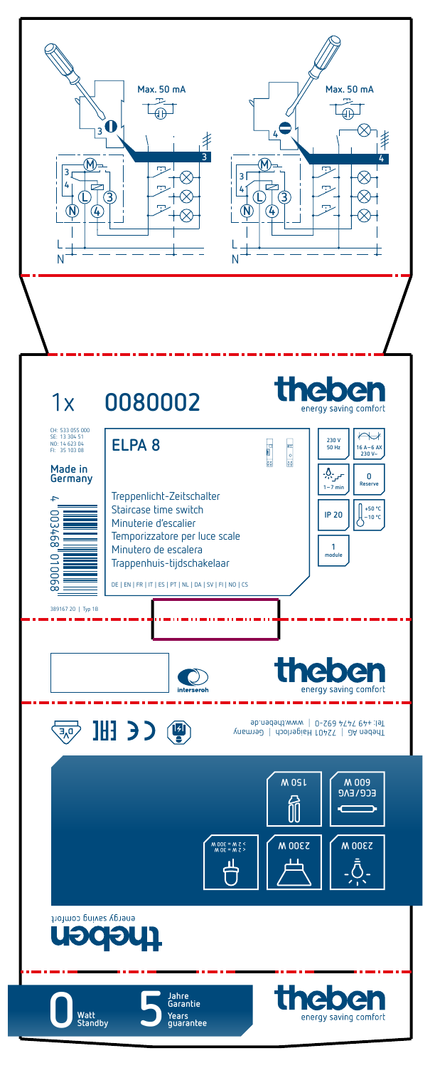Max. 50 mA

3

Max. 50 mA

4

L
N

1x **0080002**

theben
energy saving comfort

CH: 533 055 000
SE: 13 304 51
NO: 14 623 04
FI: 35 103 08

**Made in Germany**

4 003468 010008

389167 20 | Typ 1B

## ELPA 8

Treppenlicht-Zeitschalter
Staircase time switch
Minuterie d'escalier
Temporizzatore per luce scale
Minutero de escalera
Trappenhuis-tijdschakelaar

DE | EN | FR | IT | ES | PT | NL | DA | SV | FI | NO | CS

230 V 50 Hz

16 A – 6 AX 230 V~

1 – 7 min

0 Reserve

IP 20

+50 °C
−10 °C

1 module

interseroh

theben
energy saving comfort

Theben AG | 72401 Haigerloch | Germany
Tel. +49 7474 692-0 | www.theben.de

600 W ECG/EVG

150 W

2300 W

2300 W

< 2 W = 30 W
> 2 W = 300 W

theben
energy saving comfort

**0** Watt Standby

**5** Jahre Garantie Years guarantee

theben
energy saving comfort